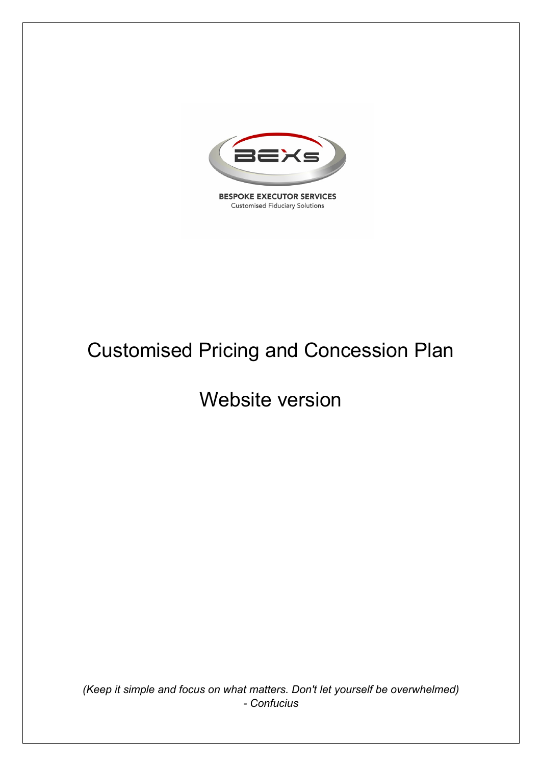BESPOKE EXECUTOR SERVICES
Customised Fiduciary Solutions

# Customised Pricing and Concession Plan

## Website version

*(Keep it simple and focus on what matters. Don't let yourself be overwhelmed)*
*- Confucius*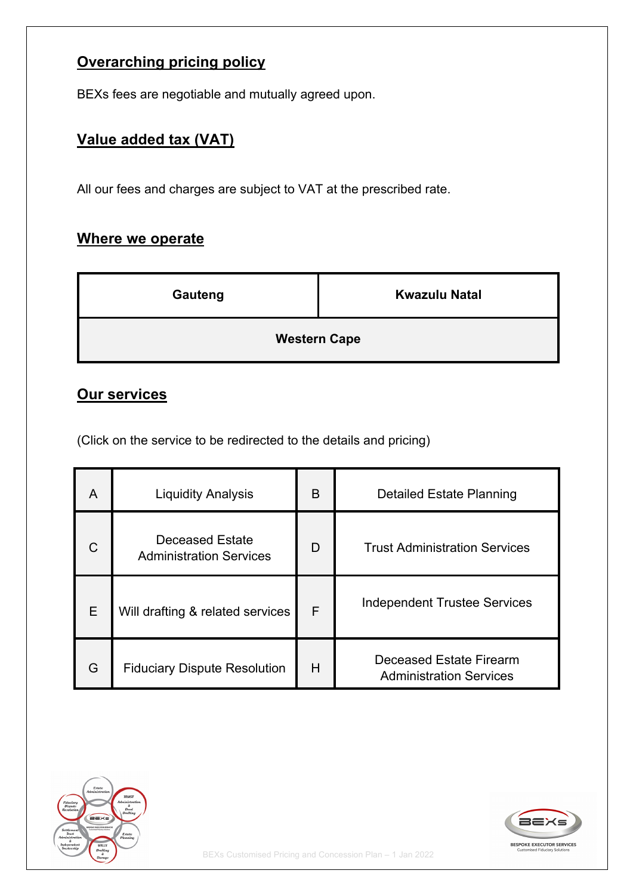## Overarching pricing policy

BEXs fees are negotiable and mutually agreed upon.

## Value added tax (VAT)

All our fees and charges are subject to VAT at the prescribed rate.

## Where we operate

| Gauteng | Kwazulu Natal |
|---|---|
| Western Cape | |

## Our services

(Click on the service to be redirected to the details and pricing)

| | | | |
|---|---|---|---|
| A | Liquidity Analysis | B | Detailed Estate Planning |
| C | Deceased Estate Administration Services | D | Trust Administration Services |
| E | Will drafting & related services | F | Independent Trustee Services |
| G | Fiduciary Dispute Resolution | H | Deceased Estate Firearm Administration Services |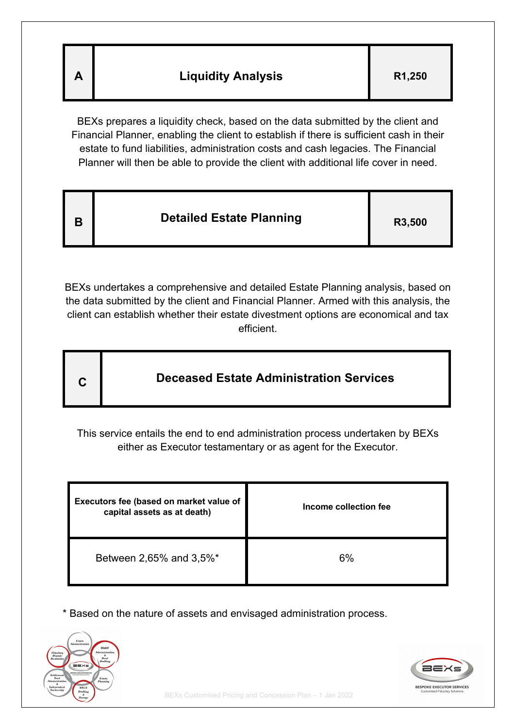| A | Liquidity Analysis | R1,250 |
|---|---|---|

BEXs prepares a liquidity check, based on the data submitted by the client and Financial Planner, enabling the client to establish if there is sufficient cash in their estate to fund liabilities, administration costs and cash legacies. The Financial Planner will then be able to provide the client with additional life cover in need.

| B | Detailed Estate Planning | R3,500 |
|---|---|---|

BEXs undertakes a comprehensive and detailed Estate Planning analysis, based on the data submitted by the client and Financial Planner. Armed with this analysis, the client can establish whether their estate divestment options are economical and tax efficient.

| C | Deceased Estate Administration Services |
|---|---|

This service entails the end to end administration process undertaken by BEXs either as Executor testamentary or as agent for the Executor.

| Executors fee (based on market value of capital assets as at death) | Income collection fee |
|---|---|
| Between 2,65% and 3,5%* | 6% |

* Based on the nature of assets and envisaged administration process.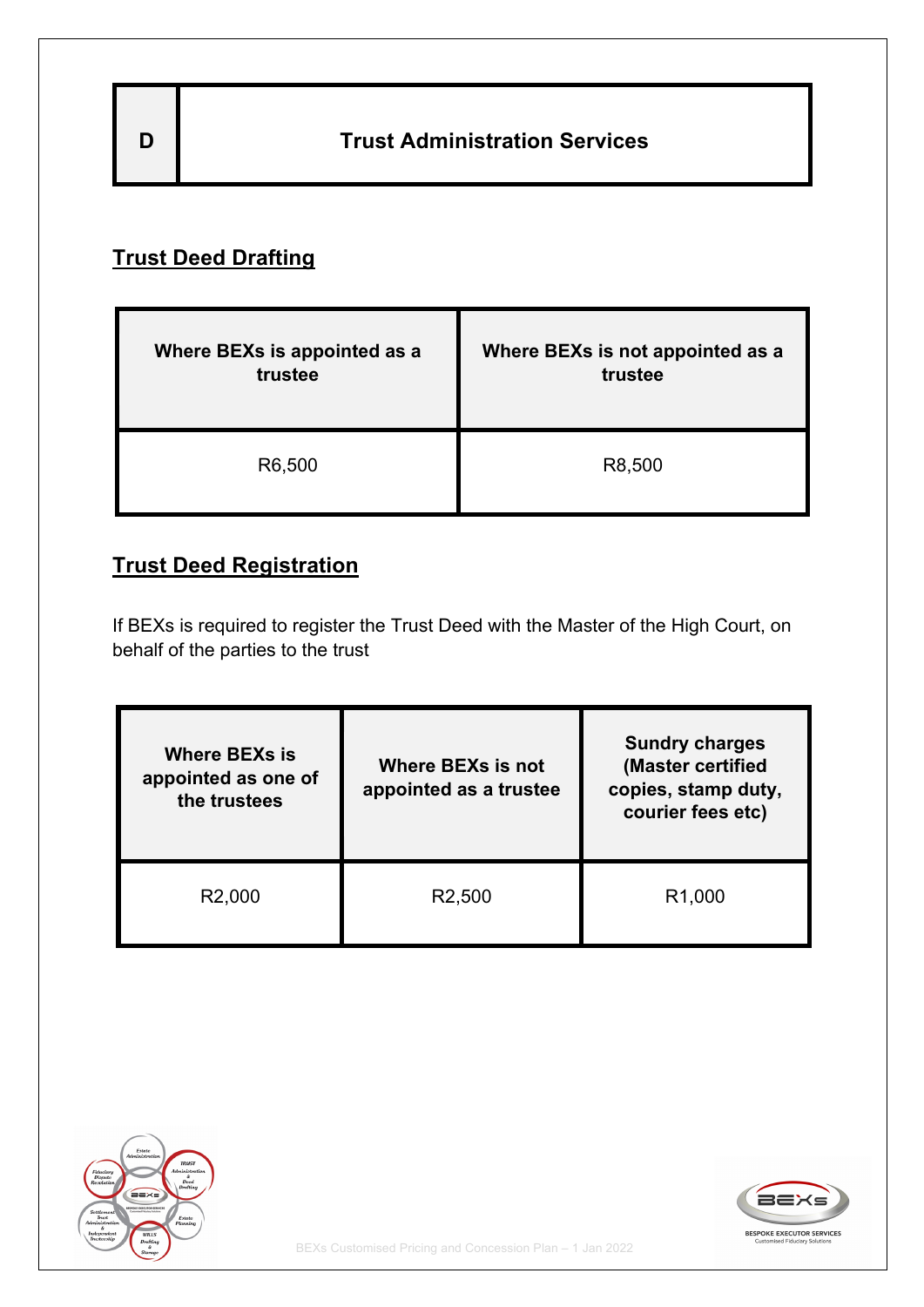| D | Trust Administration Services |
|---|---|

## Trust Deed Drafting

| Where BEXs is appointed as a trustee | Where BEXs is not appointed as a trustee |
|---|---|
| R6,500 | R8,500 |

## Trust Deed Registration

If BEXs is required to register the Trust Deed with the Master of the High Court, on behalf of the parties to the trust

| Where BEXs is appointed as one of the trustees | Where BEXs is not appointed as a trustee | Sundry charges (Master certified copies, stamp duty, courier fees etc) |
|---|---|---|
| R2,000 | R2,500 | R1,000 |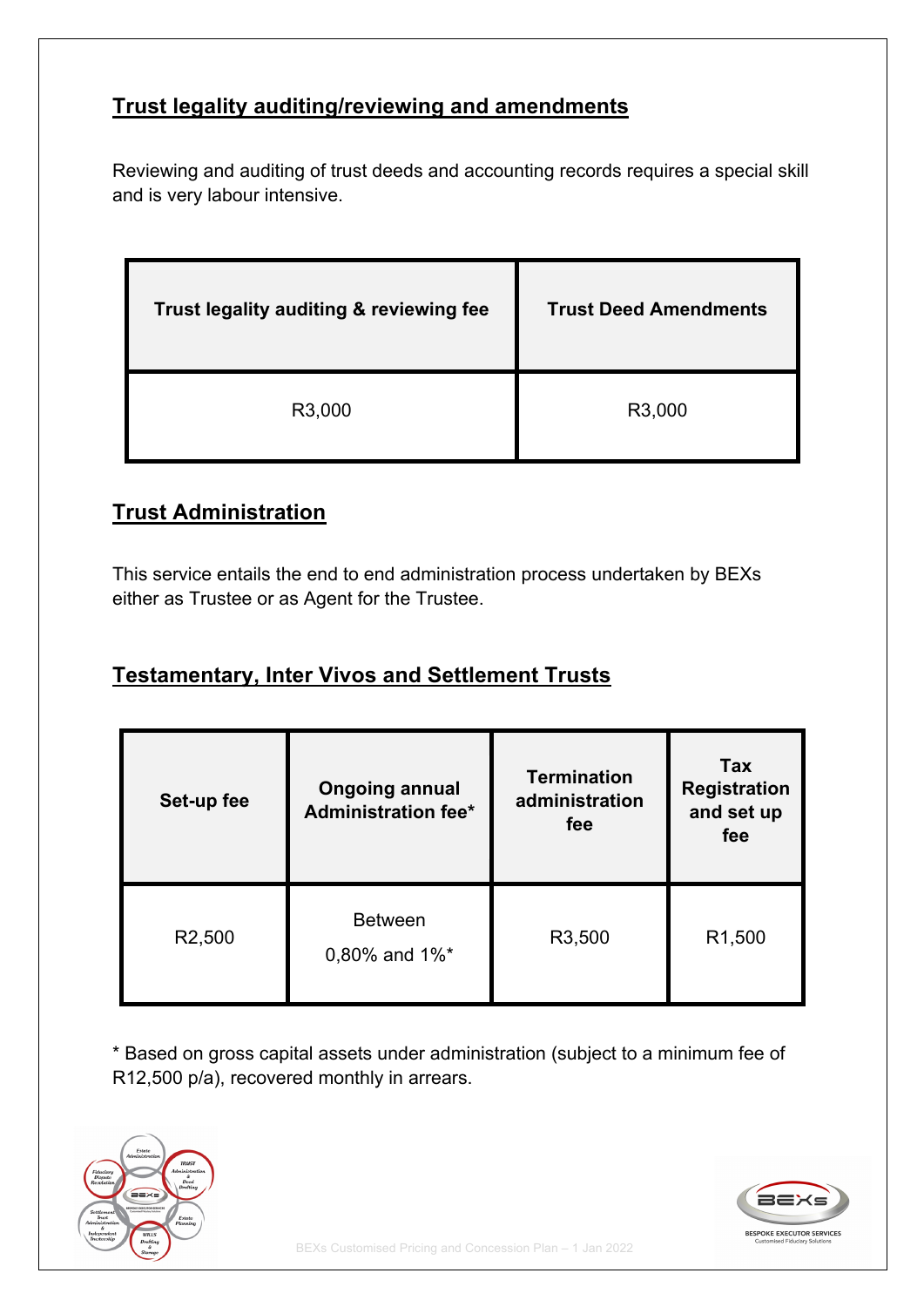## Trust legality auditing/reviewing and amendments

Reviewing and auditing of trust deeds and accounting records requires a special skill and is very labour intensive.

| Trust legality auditing & reviewing fee | Trust Deed Amendments |
|---|---|
| R3,000 | R3,000 |

## Trust Administration

This service entails the end to end administration process undertaken by BEXs either as Trustee or as Agent for the Trustee.

## Testamentary, Inter Vivos and Settlement Trusts

| Set-up fee | Ongoing annual Administration fee* | Termination administration fee | Tax Registration and set up fee |
|---|---|---|---|
| R2,500 | Between 0,80% and 1%* | R3,500 | R1,500 |

* Based on gross capital assets under administration (subject to a minimum fee of R12,500 p/a), recovered monthly in arrears.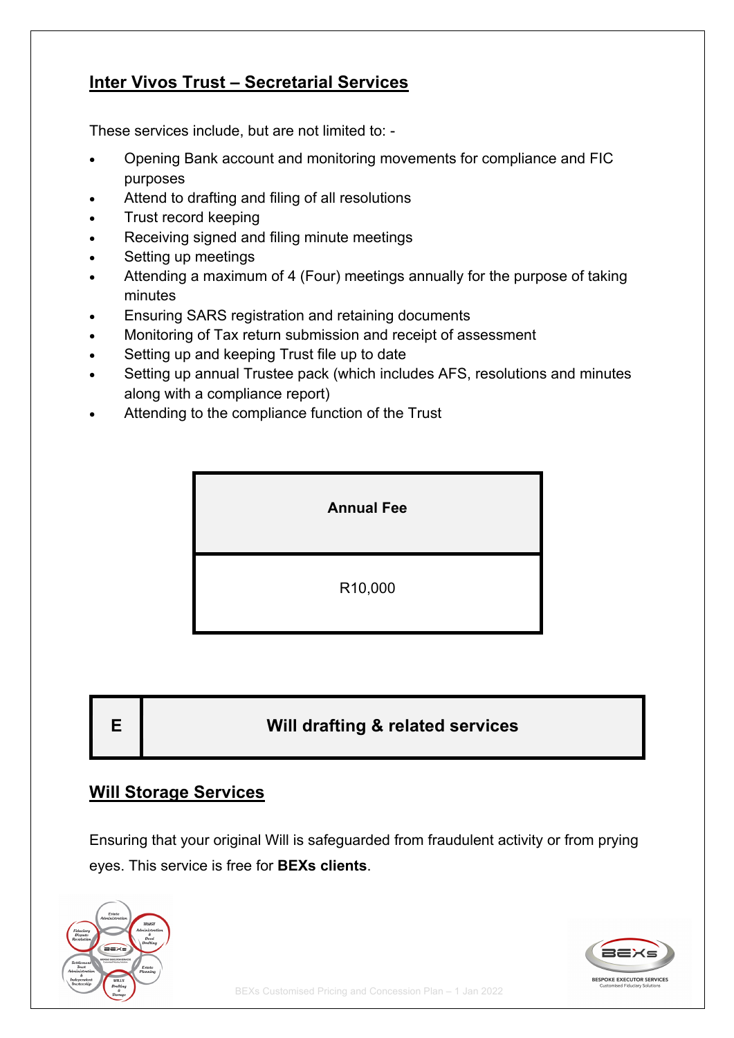## Inter Vivos Trust – Secretarial Services

These services include, but are not limited to: -

- Opening Bank account and monitoring movements for compliance and FIC purposes
- Attend to drafting and filing of all resolutions
- Trust record keeping
- Receiving signed and filing minute meetings
- Setting up meetings
- Attending a maximum of 4 (Four) meetings annually for the purpose of taking minutes
- Ensuring SARS registration and retaining documents
- Monitoring of Tax return submission and receipt of assessment
- Setting up and keeping Trust file up to date
- Setting up annual Trustee pack (which includes AFS, resolutions and minutes along with a compliance report)
- Attending to the compliance function of the Trust

| Annual Fee |
| --- |
| R10,000 |

| E | Will drafting & related services |
| --- | --- |

## Will Storage Services

Ensuring that your original Will is safeguarded from fraudulent activity or from prying eyes. This service is free for **BEXs clients**.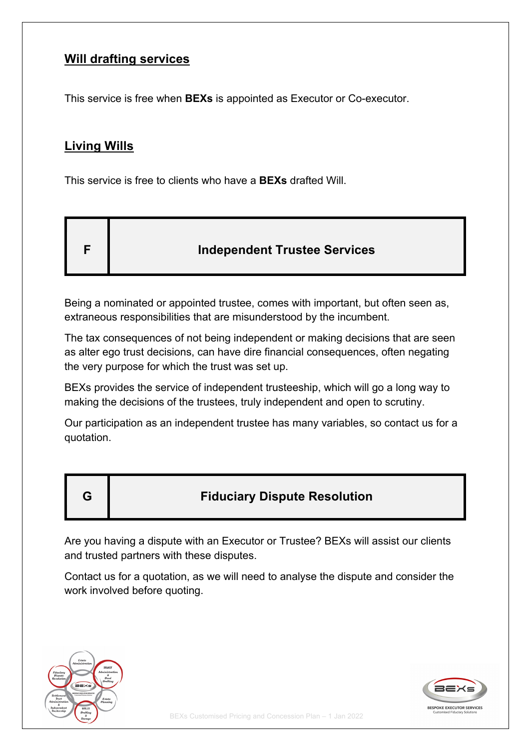## Will drafting services

This service is free when **BEXs** is appointed as Executor or Co-executor.

## Living Wills

This service is free to clients who have a **BEXs** drafted Will.

| F | Independent Trustee Services |
|---|---|

Being a nominated or appointed trustee, comes with important, but often seen as, extraneous responsibilities that are misunderstood by the incumbent.

The tax consequences of not being independent or making decisions that are seen as alter ego trust decisions, can have dire financial consequences, often negating the very purpose for which the trust was set up.

BEXs provides the service of independent trusteeship, which will go a long way to making the decisions of the trustees, truly independent and open to scrutiny.

Our participation as an independent trustee has many variables, so contact us for a quotation.

| G | Fiduciary Dispute Resolution |
|---|---|

Are you having a dispute with an Executor or Trustee? BEXs will assist our clients and trusted partners with these disputes.

Contact us for a quotation, as we will need to analyse the dispute and consider the work involved before quoting.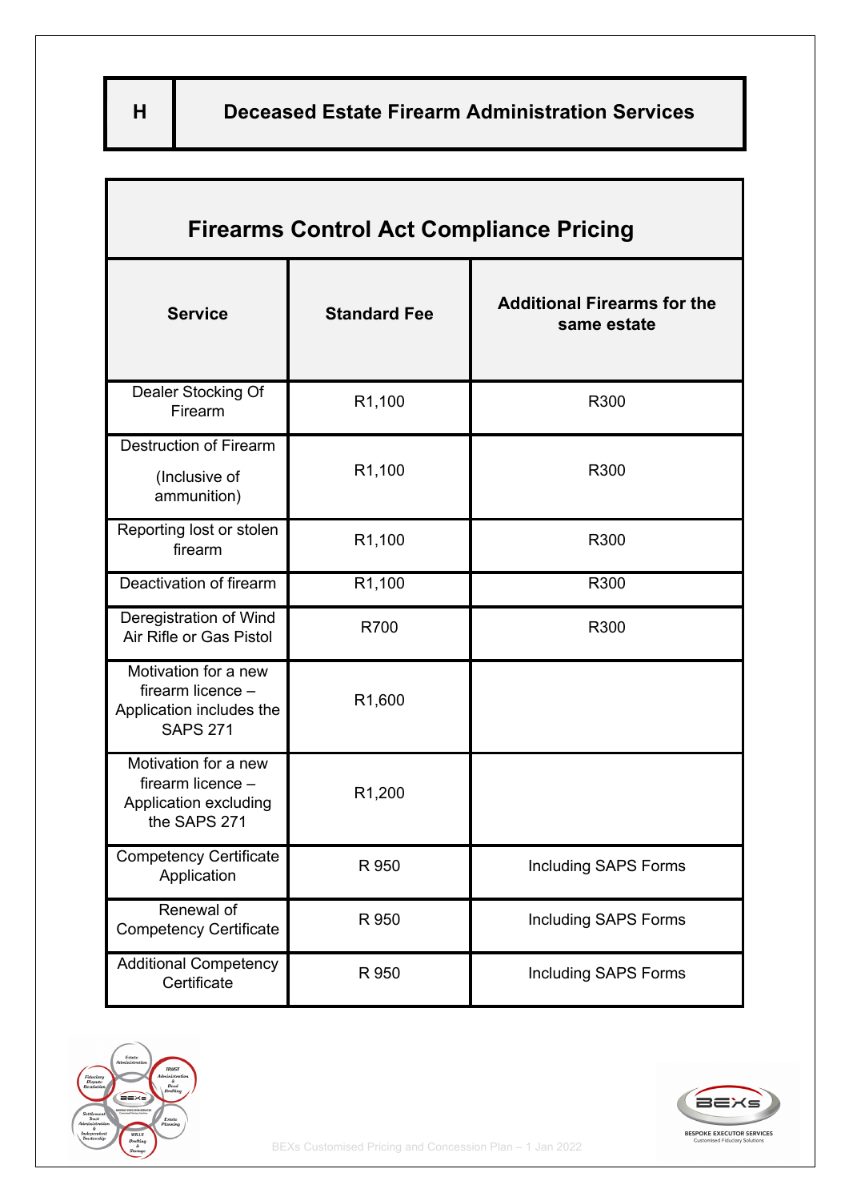## H — Deceased Estate Firearm Administration Services

### Firearms Control Act Compliance Pricing

| Service | Standard Fee | Additional Firearms for the same estate |
|---|---|---|
| Dealer Stocking Of Firearm | R1,100 | R300 |
| Destruction of Firearm (Inclusive of ammunition) | R1,100 | R300 |
| Reporting lost or stolen firearm | R1,100 | R300 |
| Deactivation of firearm | R1,100 | R300 |
| Deregistration of Wind Air Rifle or Gas Pistol | R700 | R300 |
| Motivation for a new firearm licence – Application includes the SAPS 271 | R1,600 | |
| Motivation for a new firearm licence – Application excluding the SAPS 271 | R1,200 | |
| Competency Certificate Application | R 950 | Including SAPS Forms |
| Renewal of Competency Certificate | R 950 | Including SAPS Forms |
| Additional Competency Certificate | R 950 | Including SAPS Forms |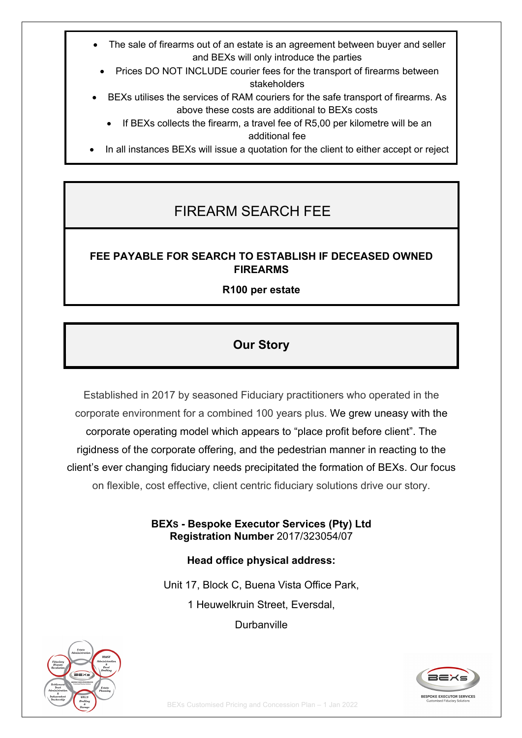- The sale of firearms out of an estate is an agreement between buyer and seller and BEXs will only introduce the parties
- Prices DO NOT INCLUDE courier fees for the transport of firearms between stakeholders
- BEXs utilises the services of RAM couriers for the safe transport of firearms. As above these costs are additional to BEXs costs
- If BEXs collects the firearm, a travel fee of R5,00 per kilometre will be an additional fee
- In all instances BEXs will issue a quotation for the client to either accept or reject

## FIREARM SEARCH FEE

**FEE PAYABLE FOR SEARCH TO ESTABLISH IF DECEASED OWNED FIREARMS**

**R100 per estate**

## Our Story

Established in 2017 by seasoned Fiduciary practitioners who operated in the corporate environment for a combined 100 years plus. We grew uneasy with the corporate operating model which appears to "place profit before client". The rigidness of the corporate offering, and the pedestrian manner in reacting to the client's ever changing fiduciary needs precipitated the formation of BEXs. Our focus on flexible, cost effective, client centric fiduciary solutions drive our story.

**BEXS - Bespoke Executor Services (Pty) Ltd**
**Registration Number** 2017/323054/07

**Head office physical address:**

Unit 17, Block C, Buena Vista Office Park,

1 Heuwelkruin Street, Eversdal,

Durbanville